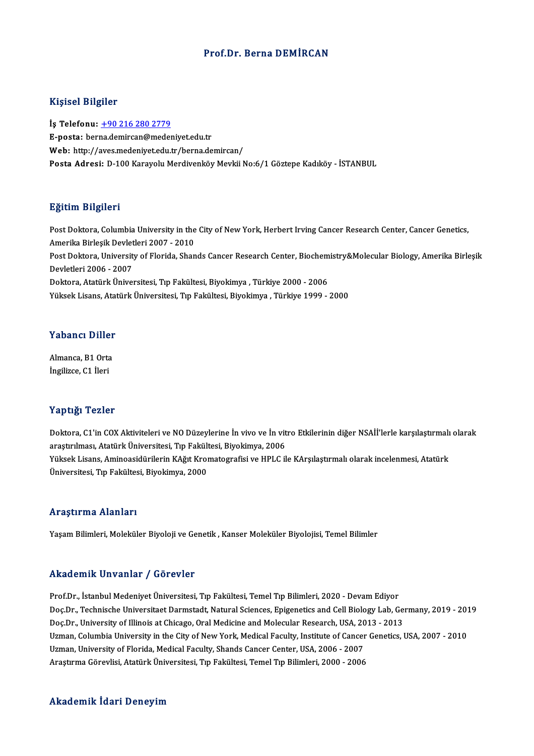# Prof.Dr. Berna DEMİRCAN

## Kişisel Bilgiler

**İş Telefonu:** +90 216 280 2779
**E-posta:** berna.demircan@medeniyet.edu.tr
**Web:** http://aves.medeniyet.edu.tr/berna.demircan/
**Posta Adresi:** D-100 Karayolu Merdivenköy Mevkii No:6/1 Göztepe Kadıköy - İSTANBUL

## Eğitim Bilgileri

Post Doktora, Columbia University in the City of New York, Herbert Irving Cancer Research Center, Cancer Genetics, Amerika Birleşik Devletleri 2007 - 2010
Post Doktora, University of Florida, Shands Cancer Research Center, Biochemistry&Molecular Biology, Amerika Birleşik Devletleri 2006 - 2007
Doktora, Atatürk Üniversitesi, Tıp Fakültesi, Biyokimya , Türkiye 2000 - 2006
Yüksek Lisans, Atatürk Üniversitesi, Tıp Fakültesi, Biyokimya , Türkiye 1999 - 2000

## Yabancı Diller

Almanca, B1 Orta
İngilizce, C1 İleri

## Yaptığı Tezler

Doktora, C1'in COX Aktiviteleri ve NO Düzeylerine İn vivo ve İn vitro Etkilerinin diğer NSAİİ'lerle karşılaştırmalı olarak araştırılması, Atatürk Üniversitesi, Tıp Fakültesi, Biyokimya, 2006
Yüksek Lisans, Aminoasidürilerin KAğıt Kromatografisi ve HPLC ile KArşılaştırmalı olarak incelenmesi, Atatürk Üniversitesi, Tıp Fakültesi, Biyokimya, 2000

## Araştırma Alanları

Yaşam Bilimleri, Moleküler Biyoloji ve Genetik , Kanser Moleküler Biyolojisi, Temel Bilimler

## Akademik Unvanlar / Görevler

Prof.Dr., İstanbul Medeniyet Üniversitesi, Tıp Fakültesi, Temel Tıp Bilimleri, 2020 - Devam Ediyor
Doç.Dr., Technische Universitaet Darmstadt, Natural Sciences, Epigenetics and Cell Biology Lab, Germany, 2019 - 2019
Doç.Dr., University of Illinois at Chicago, Oral Medicine and Molecular Research, USA, 2013 - 2013
Uzman, Columbia University in the City of New York, Medical Faculty, Institute of Cancer Genetics, USA, 2007 - 2010
Uzman, University of Florida, Medical Faculty, Shands Cancer Center, USA, 2006 - 2007
Araştırma Görevlisi, Atatürk Üniversitesi, Tıp Fakültesi, Temel Tıp Bilimleri, 2000 - 2006

## Akademik İdari Deneyim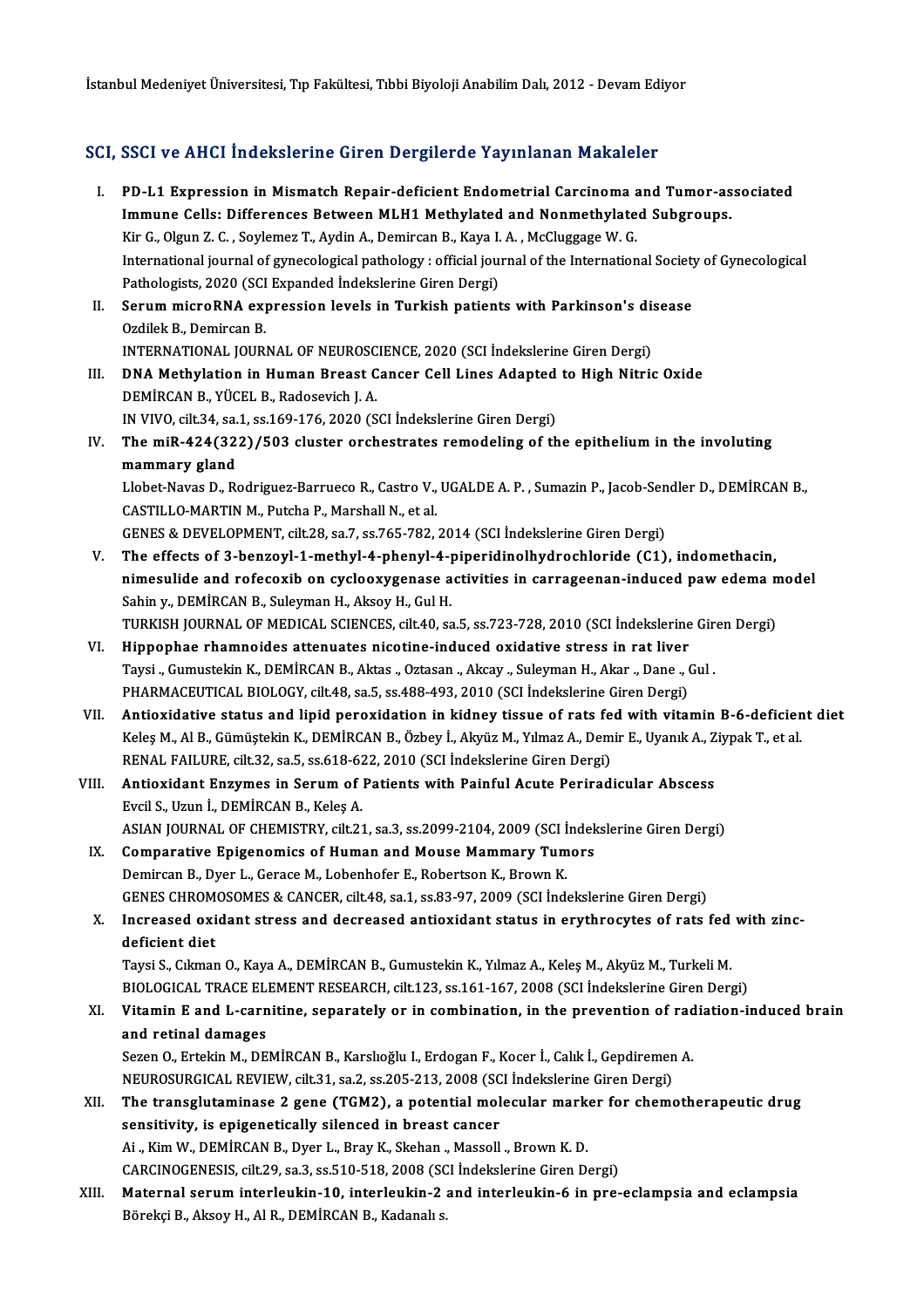İstanbul Medeniyet Üniversitesi, Tıp Fakültesi, Tıbbi Biyoloji Anabilim Dalı, 2012 - Devam Ediyor

## SCI, SSCI ve AHCI İndekslerine Giren Dergilerde Yayınlanan Makaleler

I. **PD-L1 Expression in Mismatch Repair-deficient Endometrial Carcinoma and Tumor-associated Immune Cells: Differences Between MLH1 Methylated and Nonmethylated Subgroups.**
Kir G., Olgun Z. C. , Soylemez T., Aydin A., Demircan B., Kaya I. A. , McCluggage W. G.
International journal of gynecological pathology : official journal of the International Society of Gynecological Pathologists, 2020 (SCI Expanded İndekslerine Giren Dergi)

II. **Serum microRNA expression levels in Turkish patients with Parkinson's disease**
Ozdilek B., Demircan B.
INTERNATIONAL JOURNAL OF NEUROSCIENCE, 2020 (SCI İndekslerine Giren Dergi)

III. **DNA Methylation in Human Breast Cancer Cell Lines Adapted to High Nitric Oxide**
DEMİRCAN B., YÜCEL B., Radosevich J. A.
IN VIVO, cilt.34, sa.1, ss.169-176, 2020 (SCI İndekslerine Giren Dergi)

IV. **The miR-424(322)/503 cluster orchestrates remodeling of the epithelium in the involuting mammary gland**
Llobet-Navas D., Rodriguez-Barrueco R., Castro V., UGALDE A. P. , Sumazin P., Jacob-Sendler D., DEMİRCAN B., CASTILLO-MARTIN M., Putcha P., Marshall N., et al.
GENES & DEVELOPMENT, cilt.28, sa.7, ss.765-782, 2014 (SCI İndekslerine Giren Dergi)

V. **The effects of 3-benzoyl-1-methyl-4-phenyl-4-piperidinolhydrochloride (C1), indomethacin, nimesulide and rofecoxib on cyclooxygenase activities in carrageenan-induced paw edema model**
Sahin y., DEMİRCAN B., Suleyman H., Aksoy H., Gul H.
TURKISH JOURNAL OF MEDICAL SCIENCES, cilt.40, sa.5, ss.723-728, 2010 (SCI İndekslerine Giren Dergi)

VI. **Hippophae rhamnoides attenuates nicotine-induced oxidative stress in rat liver**
Taysi ., Gumustekin K., DEMİRCAN B., Aktas ., Oztasan ., Akcay ., Suleyman H., Akar ., Dane ., Gul .
PHARMACEUTICAL BIOLOGY, cilt.48, sa.5, ss.488-493, 2010 (SCI İndekslerine Giren Dergi)

VII. **Antioxidative status and lipid peroxidation in kidney tissue of rats fed with vitamin B-6-deficient diet**
Keleş M., Al B., Gümüştekin K., DEMİRCAN B., Özbey İ., Akyüz M., Yılmaz A., Demir E., Uyanık A., Ziypak T., et al.
RENAL FAILURE, cilt.32, sa.5, ss.618-622, 2010 (SCI İndekslerine Giren Dergi)

VIII. **Antioxidant Enzymes in Serum of Patients with Painful Acute Periradicular Abscess**
Evcil S., Uzun İ., DEMİRCAN B., Keleş A.
ASIAN JOURNAL OF CHEMISTRY, cilt.21, sa.3, ss.2099-2104, 2009 (SCI İndekslerine Giren Dergi)

IX. **Comparative Epigenomics of Human and Mouse Mammary Tumors**
Demircan B., Dyer L., Gerace M., Lobenhofer E., Robertson K., Brown K.
GENES CHROMOSOMES & CANCER, cilt.48, sa.1, ss.83-97, 2009 (SCI İndekslerine Giren Dergi)

X. **Increased oxidant stress and decreased antioxidant status in erythrocytes of rats fed with zinc-deficient diet**
Taysi S., Cıkman O., Kaya A., DEMİRCAN B., Gumustekin K., Yılmaz A., Keleş M., Akyüz M., Turkeli M.
BIOLOGICAL TRACE ELEMENT RESEARCH, cilt.123, ss.161-167, 2008 (SCI İndekslerine Giren Dergi)

XI. **Vitamin E and L-carnitine, separately or in combination, in the prevention of radiation-induced brain and retinal damages**
Sezen O., Ertekin M., DEMİRCAN B., Karslıoğlu I., Erdogan F., Kocer İ., Calık İ., Gepdiremen A.
NEUROSURGICAL REVIEW, cilt.31, sa.2, ss.205-213, 2008 (SCI İndekslerine Giren Dergi)

XII. **The transglutaminase 2 gene (TGM2), a potential molecular marker for chemotherapeutic drug sensitivity, is epigenetically silenced in breast cancer**
Ai ., Kim W., DEMİRCAN B., Dyer L., Bray K., Skehan ., Massoll ., Brown K. D.
CARCINOGENESIS, cilt.29, sa.3, ss.510-518, 2008 (SCI İndekslerine Giren Dergi)

XIII. **Maternal serum interleukin-10, interleukin-2 and interleukin-6 in pre-eclampsia and eclampsia**
Börekçi B., Aksoy H., Al R., DEMİRCAN B., Kadanalı s.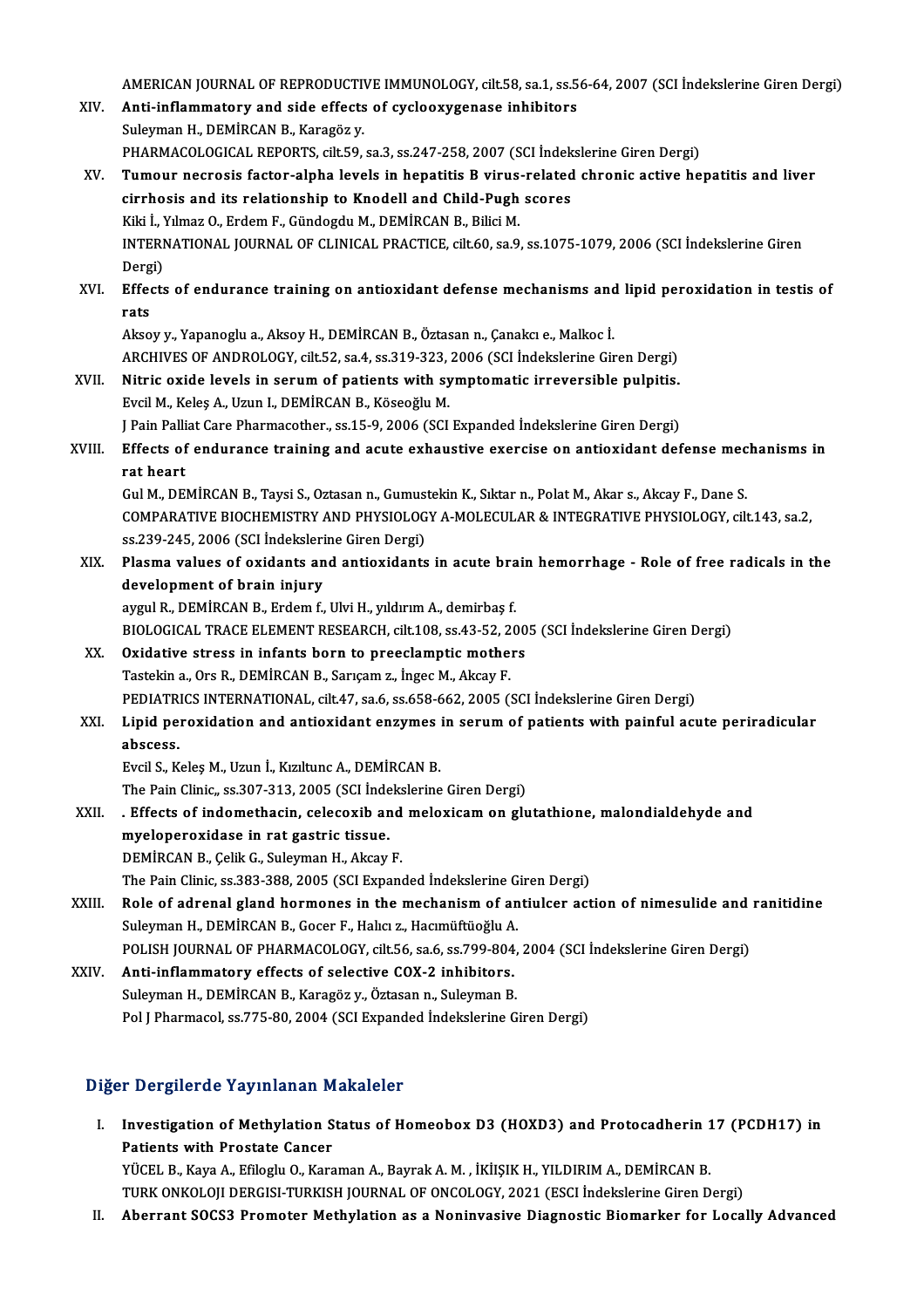AMERICAN JOURNAL OF REPRODUCTIVE IMMUNOLOGY, cilt.58, sa.1, ss.56-64, 2007 (SCI İndekslerine Giren Dergi)

XIV. **Anti-inflammatory and side effects of cyclooxygenase inhibitors**
Suleyman H., DEMİRCAN B., Karagöz y.
PHARMACOLOGICAL REPORTS, cilt.59, sa.3, ss.247-258, 2007 (SCI İndekslerine Giren Dergi)

XV. **Tumour necrosis factor-alpha levels in hepatitis B virus-related chronic active hepatitis and liver cirrhosis and its relationship to Knodell and Child-Pugh scores**
Kiki İ., Yılmaz O., Erdem F., Gündogdu M., DEMİRCAN B., Bilici M.
INTERNATIONAL JOURNAL OF CLINICAL PRACTICE, cilt.60, sa.9, ss.1075-1079, 2006 (SCI İndekslerine Giren Dergi)

XVI. **Effects of endurance training on antioxidant defense mechanisms and lipid peroxidation in testis of rats**
Aksoy y., Yapanoglu a., Aksoy H., DEMİRCAN B., Öztasan n., Çanakcı e., Malkoc İ.
ARCHIVES OF ANDROLOGY, cilt.52, sa.4, ss.319-323, 2006 (SCI İndekslerine Giren Dergi)

XVII. **Nitric oxide levels in serum of patients with symptomatic irreversible pulpitis.**
Evcil M., Keleş A., Uzun I., DEMİRCAN B., Köseoğlu M.
J Pain Palliat Care Pharmacother., ss.15-9, 2006 (SCI Expanded İndekslerine Giren Dergi)

XVIII. **Effects of endurance training and acute exhaustive exercise on antioxidant defense mechanisms in rat heart**
Gul M., DEMİRCAN B., Taysi S., Oztasan n., Gumustekin K., Sıktar n., Polat M., Akar s., Akcay F., Dane S.
COMPARATIVE BIOCHEMISTRY AND PHYSIOLOGY A-MOLECULAR & INTEGRATIVE PHYSIOLOGY, cilt.143, sa.2, ss.239-245, 2006 (SCI İndekslerine Giren Dergi)

XIX. **Plasma values of oxidants and antioxidants in acute brain hemorrhage - Role of free radicals in the development of brain injury**
aygul R., DEMİRCAN B., Erdem f., Ulvi H., yıldırım A., demirbaş f.
BIOLOGICAL TRACE ELEMENT RESEARCH, cilt.108, ss.43-52, 2005 (SCI İndekslerine Giren Dergi)

XX. **Oxidative stress in infants born to preeclamptic mothers**
Tastekin a., Ors R., DEMİRCAN B., Sarıçam z., İngec M., Akcay F.
PEDIATRICS INTERNATIONAL, cilt.47, sa.6, ss.658-662, 2005 (SCI İndekslerine Giren Dergi)

XXI. **Lipid peroxidation and antioxidant enzymes in serum of patients with painful acute periradicular abscess.**
Evcil S., Keleş M., Uzun İ., Kızıltunc A., DEMİRCAN B.
The Pain Clinic,, ss.307-313, 2005 (SCI İndekslerine Giren Dergi)

XXII. **. Effects of indomethacin, celecoxib and meloxicam on glutathione, malondialdehyde and myeloperoxidase in rat gastric tissue.**
DEMİRCAN B., Çelik G., Suleyman H., Akcay F.
The Pain Clinic, ss.383-388, 2005 (SCI Expanded İndekslerine Giren Dergi)

XXIII. **Role of adrenal gland hormones in the mechanism of antiulcer action of nimesulide and ranitidine**
Suleyman H., DEMİRCAN B., Gocer F., Halıcı z., Hacımüftüoğlu A.
POLISH JOURNAL OF PHARMACOLOGY, cilt.56, sa.6, ss.799-804, 2004 (SCI İndekslerine Giren Dergi)

XXIV. **Anti-inflammatory effects of selective COX-2 inhibitors.**
Suleyman H., DEMİRCAN B., Karagöz y., Öztasan n., Suleyman B.
Pol J Pharmacol, ss.775-80, 2004 (SCI Expanded İndekslerine Giren Dergi)

## Diğer Dergilerde Yayınlanan Makaleler

I. **Investigation of Methylation Status of Homeobox D3 (HOXD3) and Protocadherin 17 (PCDH17) in Patients with Prostate Cancer**
YÜCEL B., Kaya A., Efiloglu O., Karaman A., Bayrak A. M. , İKİIŞIK H., YILDIRIM A., DEMİRCAN B.
TURK ONKOLOJI DERGISI-TURKISH JOURNAL OF ONCOLOGY, 2021 (ESCI İndekslerine Giren Dergi)

II. **Aberrant SOCS3 Promoter Methylation as a Noninvasive Diagnostic Biomarker for Locally Advanced**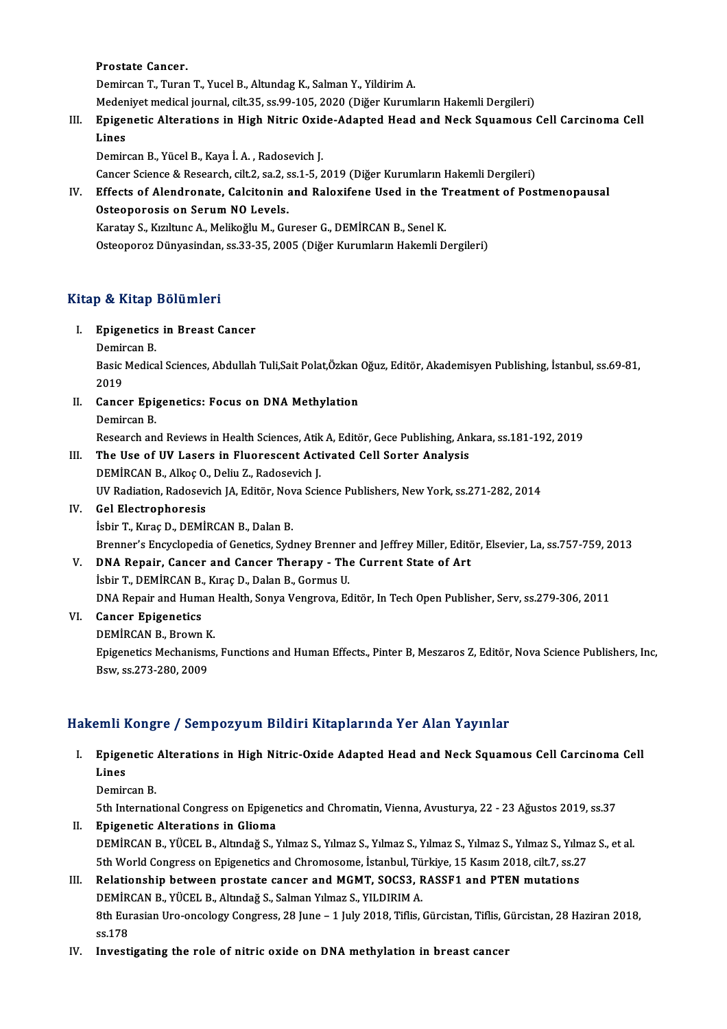Prostate Cancer.
Demircan T., Turan T., Yucel B., Altundag K., Salman Y., Yildirim A.
Medeniyet medical journal, cilt.35, ss.99-105, 2020 (Diğer Kurumların Hakemli Dergileri)

III. **Epigenetic Alterations in High Nitric Oxide-Adapted Head and Neck Squamous Cell Carcinoma Cell Lines**
Demircan B., Yücel B., Kaya İ. A. , Radosevich J.
Cancer Science & Research, cilt.2, sa.2, ss.1-5, 2019 (Diğer Kurumların Hakemli Dergileri)

IV. **Effects of Alendronate, Calcitonin and Raloxifene Used in the Treatment of Postmenopausal Osteoporosis on Serum NO Levels.**
Karatay S., Kızıltunc A., Melikoğlu M., Gureser G., DEMİRCAN B., Senel K.
Osteoporoz Dünyasindan, ss.33-35, 2005 (Diğer Kurumların Hakemli Dergileri)

## Kitap & Kitap Bölümleri

I. **Epigenetics in Breast Cancer**
Demircan B.
Basic Medical Sciences, Abdullah Tuli,Sait Polat,Özkan Oğuz, Editör, Akademisyen Publishing, İstanbul, ss.69-81, 2019

II. **Cancer Epigenetics: Focus on DNA Methylation**
Demircan B.
Research and Reviews in Health Sciences, Atik A, Editör, Gece Publishing, Ankara, ss.181-192, 2019

III. **The Use of UV Lasers in Fluorescent Activated Cell Sorter Analysis**
DEMİRCAN B., Alkoç O., Deliu Z., Radosevich J.
UV Radiation, Radosevich JA, Editör, Nova Science Publishers, New York, ss.271-282, 2014

IV. **Gel Electrophoresis**
İsbir T., Kıraç D., DEMİRCAN B., Dalan B.
Brenner's Encyclopedia of Genetics, Sydney Brenner and Jeffrey Miller, Editör, Elsevier, La, ss.757-759, 2013

V. **DNA Repair, Cancer and Cancer Therapy - The Current State of Art**
İsbir T., DEMİRCAN B., Kıraç D., Dalan B., Gormus U.
DNA Repair and Human Health, Sonya Vengrova, Editör, In Tech Open Publisher, Serv, ss.279-306, 2011

VI. **Cancer Epigenetics**
DEMİRCAN B., Brown K.
Epigenetics Mechanisms, Functions and Human Effects., Pinter B, Meszaros Z, Editör, Nova Science Publishers, Inc, Bsw, ss.273-280, 2009

## Hakemli Kongre / Sempozyum Bildiri Kitaplarında Yer Alan Yayınlar

I. **Epigenetic Alterations in High Nitric-Oxide Adapted Head and Neck Squamous Cell Carcinoma Cell Lines**
Demircan B.
5th International Congress on Epigenetics and Chromatin, Vienna, Avusturya, 22 - 23 Ağustos 2019, ss.37

II. **Epigenetic Alterations in Glioma**
DEMİRCAN B., YÜCEL B., Altındağ S., Yılmaz S., Yılmaz S., Yılmaz S., Yılmaz S., Yılmaz S., Yılmaz S., Yılmaz S., et al.
5th World Congress on Epigenetics and Chromosome, İstanbul, Türkiye, 15 Kasım 2018, cilt.7, ss.27

III. **Relationship between prostate cancer and MGMT, SOCS3, RASSF1 and PTEN mutations**
DEMİRCAN B., YÜCEL B., Altındağ S., Salman Yılmaz S., YILDIRIM A.
8th Eurasian Uro-oncology Congress, 28 June – 1 July 2018, Tiflis, Gürcistan, Tiflis, Gürcistan, 28 Haziran 2018, ss.178

IV. **Investigating the role of nitric oxide on DNA methylation in breast cancer**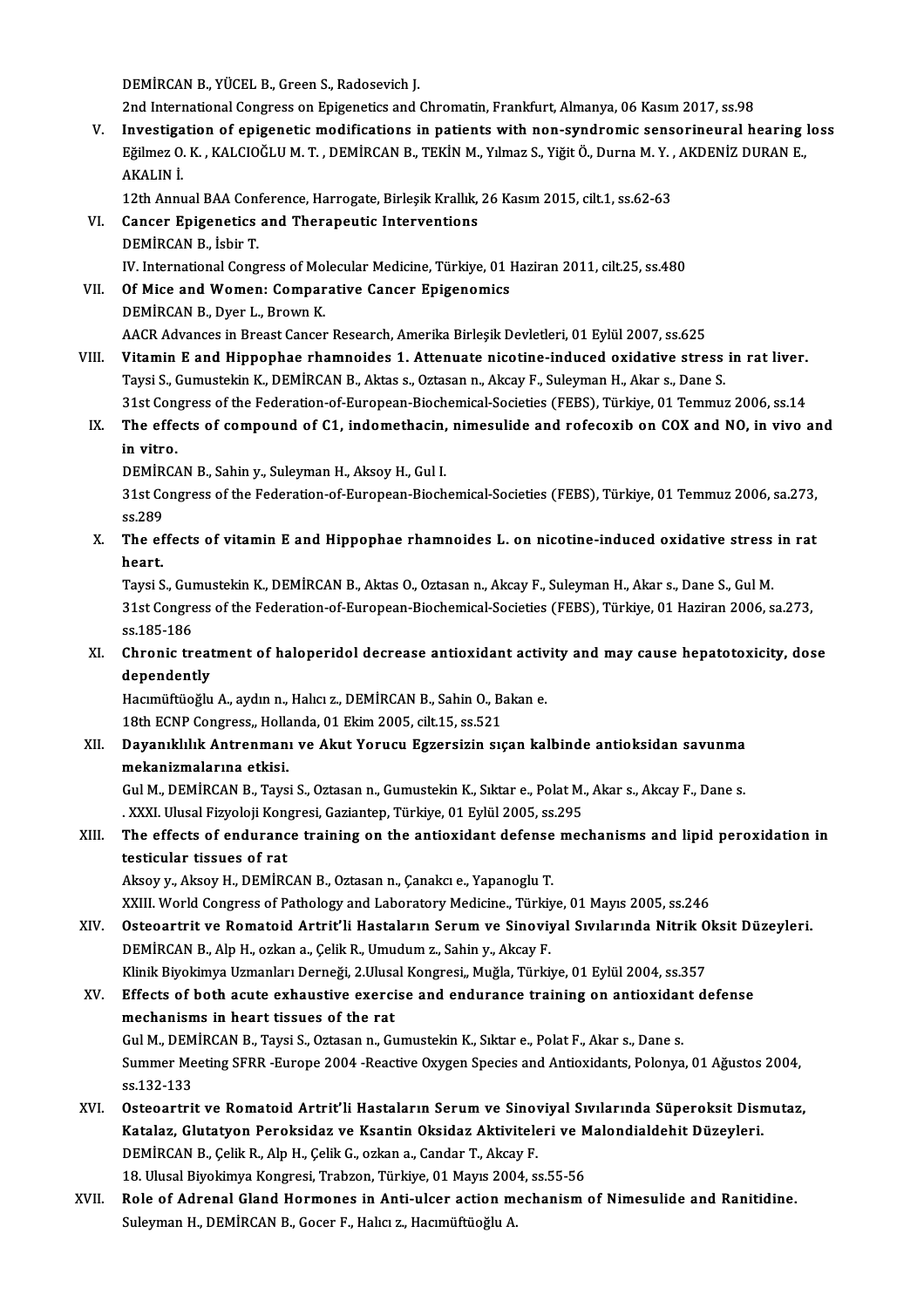DEMİRCAN B., YÜCEL B., Green S., Radosevich J.
2nd International Congress on Epigenetics and Chromatin, Frankfurt, Almanya, 06 Kasım 2017, ss.98

V. **Investigation of epigenetic modifications in patients with non-syndromic sensorineural hearing loss**
Eğilmez O. K. , KALCIOĞLU M. T. , DEMİRCAN B., TEKİN M., Yılmaz S., Yiğit Ö., Durna M. Y. , AKDENİZ DURAN E., AKALIN İ.
12th Annual BAA Conference, Harrogate, Birleşik Krallık, 26 Kasım 2015, cilt.1, ss.62-63

VI. **Cancer Epigenetics and Therapeutic Interventions**
DEMİRCAN B., İsbir T.
IV. International Congress of Molecular Medicine, Türkiye, 01 Haziran 2011, cilt.25, ss.480

VII. **Of Mice and Women: Comparative Cancer Epigenomics**
DEMİRCAN B., Dyer L., Brown K.
AACR Advances in Breast Cancer Research, Amerika Birleşik Devletleri, 01 Eylül 2007, ss.625

VIII. **Vitamin E and Hippophae rhamnoides 1. Attenuate nicotine-induced oxidative stress in rat liver.**
Taysi S., Gumustekin K., DEMİRCAN B., Aktas s., Oztasan n., Akcay F., Suleyman H., Akar s., Dane S.
31st Congress of the Federation-of-European-Biochemical-Societies (FEBS), Türkiye, 01 Temmuz 2006, ss.14

IX. **The effects of compound of C1, indomethacin, nimesulide and rofecoxib on COX and NO, in vivo and in vitro.**
DEMİRCAN B., Sahin y., Suleyman H., Aksoy H., Gul I.
31st Congress of the Federation-of-European-Biochemical-Societies (FEBS), Türkiye, 01 Temmuz 2006, sa.273, ss.289

X. **The effects of vitamin E and Hippophae rhamnoides L. on nicotine-induced oxidative stress in rat heart.**
Taysi S., Gumustekin K., DEMİRCAN B., Aktas O., Oztasan n., Akcay F., Suleyman H., Akar s., Dane S., Gul M.
31st Congress of the Federation-of-European-Biochemical-Societies (FEBS), Türkiye, 01 Haziran 2006, sa.273, ss.185-186

XI. **Chronic treatment of haloperidol decrease antioxidant activity and may cause hepatotoxicity, dose dependently**
Hacımüftüoğlu A., aydın n., Halıcı z., DEMİRCAN B., Sahin O., Bakan e.
18th ECNP Congress,, Hollanda, 01 Ekim 2005, cilt.15, ss.521

XII. **Dayanıklılık Antrenmanı ve Akut Yorucu Egzersizin sıçan kalbinde antioksidan savunma mekanizmalarına etkisi.**
Gul M., DEMİRCAN B., Taysi S., Oztasan n., Gumustekin K., Sıktar e., Polat M., Akar s., Akcay F., Dane s.
. XXXI. Ulusal Fizyoloji Kongresi, Gaziantep, Türkiye, 01 Eylül 2005, ss.295

XIII. **The effects of endurance training on the antioxidant defense mechanisms and lipid peroxidation in testicular tissues of rat**
Aksoy y., Aksoy H., DEMİRCAN B., Oztasan n., Çanakcı e., Yapanoglu T.
XXIII. World Congress of Pathology and Laboratory Medicine., Türkiye, 01 Mayıs 2005, ss.246

XIV. **Osteoartrit ve Romatoid Artrit'li Hastaların Serum ve Sinoviyal Sıvılarında Nitrik Oksit Düzeyleri.**
DEMİRCAN B., Alp H., ozkan a., Çelik R., Umudum z., Sahin y., Akcay F.
Klinik Biyokimya Uzmanları Derneği, 2.Ulusal Kongresi,, Muğla, Türkiye, 01 Eylül 2004, ss.357

XV. **Effects of both acute exhaustive exercise and endurance training on antioxidant defense mechanisms in heart tissues of the rat**
Gul M., DEMİRCAN B., Taysi S., Oztasan n., Gumustekin K., Sıktar e., Polat F., Akar s., Dane s.
Summer Meeting SFRR -Europe 2004 -Reactive Oxygen Species and Antioxidants, Polonya, 01 Ağustos 2004, ss.132-133

XVI. **Osteoartrit ve Romatoid Artrit'li Hastaların Serum ve Sinoviyal Sıvılarında Süperoksit Dismutaz, Katalaz, Glutatyon Peroksidaz ve Ksantin Oksidaz Aktiviteleri ve Malondialdehit Düzeyleri.**
DEMİRCAN B., Çelik R., Alp H., Çelik G., ozkan a., Candar T., Akcay F.
18. Ulusal Biyokimya Kongresi, Trabzon, Türkiye, 01 Mayıs 2004, ss.55-56

XVII. **Role of Adrenal Gland Hormones in Anti-ulcer action mechanism of Nimesulide and Ranitidine.**
Suleyman H., DEMİRCAN B., Gocer F., Halıcı z., Hacımüftüoğlu A.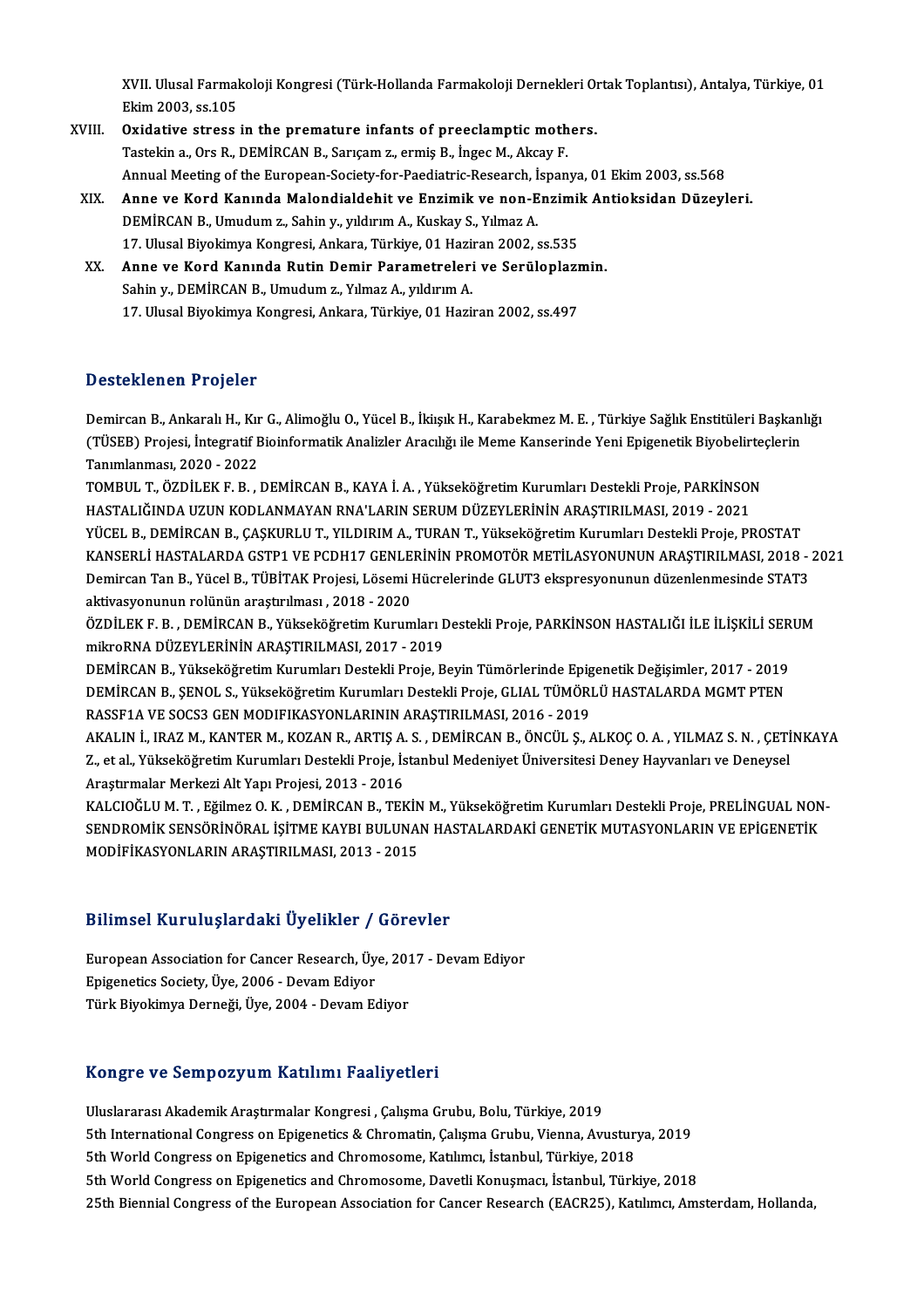XVII. Ulusal Farmakoloji Kongresi (Türk-Hollanda Farmakoloji Dernekleri Ortak Toplantısı), Antalya, Türkiye, 01 Ekim 2003, ss.105

XVIII. **Oxidative stress in the premature infants of preeclamptic mothers.**
Tastekin a., Ors R., DEMİRCAN B., Sarıçam z., ermiş B., İngec M., Akcay F.
Annual Meeting of the European-Society-for-Paediatric-Research, İspanya, 01 Ekim 2003, ss.568

XIX. **Anne ve Kord Kanında Malondialdehit ve Enzimik ve non-Enzimik Antioksidan Düzeyleri.**
DEMİRCAN B., Umudum z., Sahin y., yıldırım A., Kuskay S., Yılmaz A.
17. Ulusal Biyokimya Kongresi, Ankara, Türkiye, 01 Haziran 2002, ss.535

XX. **Anne ve Kord Kanında Rutin Demir Parametreleri ve Serüloplazmin.**
Sahin y., DEMİRCAN B., Umudum z., Yılmaz A., yıldırım A.
17. Ulusal Biyokimya Kongresi, Ankara, Türkiye, 01 Haziran 2002, ss.497

## Desteklenen Projeler

Demircan B., Ankaralı H., Kır G., Alimoğlu O., Yücel B., İkıışık H., Karabekmez M. E. , Türkiye Sağlık Enstitüleri Başkanlığı (TÜSEB) Projesi, İntegratif Bioinformatik Analizler Aracılığı ile Meme Kanserinde Yeni Epigenetik Biyobelirteçlerin Tanımlanması, 2020 - 2022

TOMBUL T., ÖZDİLEK F. B. , DEMİRCAN B., KAYA İ. A. , Yükseköğretim Kurumları Destekli Proje, PARKİNSON HASTALIĞINDA UZUN KODLANMAYAN RNA'LARIN SERUM DÜZEYLERİNİN ARAŞTIRILMASI, 2019 - 2021

YÜCEL B., DEMİRCAN B., ÇAŞKURLU T., YILDIRIM A., TURAN T., Yükseköğretim Kurumları Destekli Proje, PROSTAT KANSERLİ HASTALARDA GSTP1 VE PCDH17 GENLERİNİN PROMOTÖR METİLASYONUNUN ARAŞTIRILMASI, 2018 - 2021

Demircan Tan B., Yücel B., TÜBİTAK Projesi, Lösemi Hücrelerinde GLUT3 ekspresyonunun düzenlenmesinde STAT3 aktivasyonunun rolünün araştırılması , 2018 - 2020

ÖZDİLEK F. B. , DEMİRCAN B., Yükseköğretim Kurumları Destekli Proje, PARKİNSON HASTALIĞI İLE İLİŞKİLİ SERUM mikroRNA DÜZEYLERİNİN ARAŞTIRILMASI, 2017 - 2019

DEMİRCAN B., Yükseköğretim Kurumları Destekli Proje, Beyin Tümörlerinde Epigenetik Değişimler, 2017 - 2019

DEMİRCAN B., ŞENOL S., Yükseköğretim Kurumları Destekli Proje, GLIAL TÜMÖRLÜ HASTALARDA MGMT PTEN RASSF1A VE SOCS3 GEN MODIFIKASYONLARININ ARAŞTIRILMASI, 2016 - 2019

AKALIN İ., IRAZ M., KANTER M., KOZAN R., ARTIŞ A. S. , DEMİRCAN B., ÖNCÜL Ş., ALKOÇ O. A. , YILMAZ S. N. , ÇETİNKAYA Z., et al., Yükseköğretim Kurumları Destekli Proje, İstanbul Medeniyet Üniversitesi Deney Hayvanları ve Deneysel Araştırmalar Merkezi Alt Yapı Projesi, 2013 - 2016

KALCIOĞLU M. T. , Eğilmez O. K. , DEMİRCAN B., TEKİN M., Yükseköğretim Kurumları Destekli Proje, PRELİNGUAL NON-SENDROMİK SENSÖRİNÖRAL İŞİTME KAYBI BULUNAN HASTALARDAKİ GENETİK MUTASYONLARIN VE EPİGENETİK MODİFİKASYONLARIN ARAŞTIRILMASI, 2013 - 2015

## Bilimsel Kuruluşlardaki Üyelikler / Görevler

European Association for Cancer Research, Üye, 2017 - Devam Ediyor
Epigenetics Society, Üye, 2006 - Devam Ediyor
Türk Biyokimya Derneği, Üye, 2004 - Devam Ediyor

## Kongre ve Sempozyum Katılımı Faaliyetleri

Uluslararası Akademik Araştırmalar Kongresi , Çalışma Grubu, Bolu, Türkiye, 2019
5th International Congress on Epigenetics & Chromatin, Çalışma Grubu, Vienna, Avusturya, 2019
5th World Congress on Epigenetics and Chromosome, Katılımcı, İstanbul, Türkiye, 2018
5th World Congress on Epigenetics and Chromosome, Davetli Konuşmacı, İstanbul, Türkiye, 2018
25th Biennial Congress of the European Association for Cancer Research (EACR25), Katılımcı, Amsterdam, Hollanda,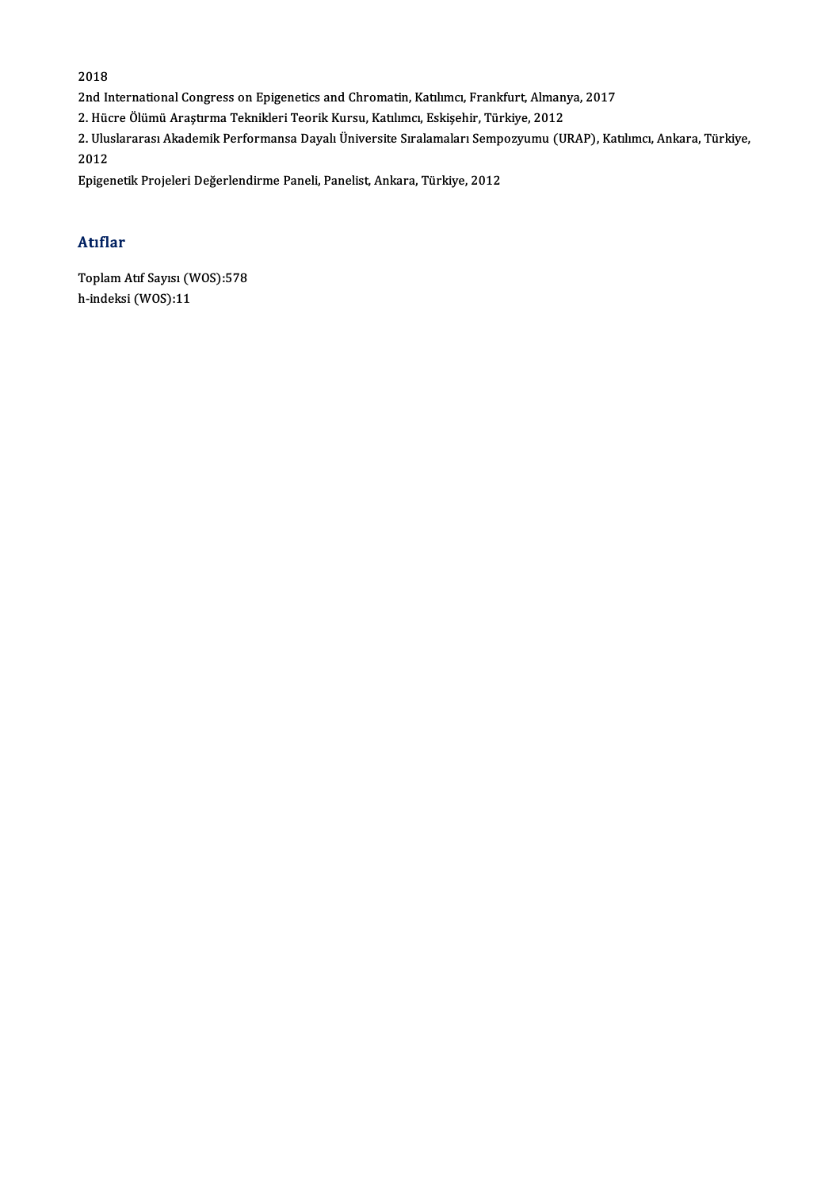2018

2nd International Congress on Epigenetics and Chromatin, Katılımcı, Frankfurt, Almanya, 2017

2. Hücre Ölümü Araştırma Teknikleri Teorik Kursu, Katılımcı, Eskişehir, Türkiye, 2012

2. Uluslararası Akademik Performansa Dayalı Üniversite Sıralamaları Sempozyumu (URAP), Katılımcı, Ankara, Türkiye, 2012

Epigenetik Projeleri Değerlendirme Paneli, Panelist, Ankara, Türkiye, 2012

## Atıflar

Toplam Atıf Sayısı (WOS):578

h-indeksi (WOS):11